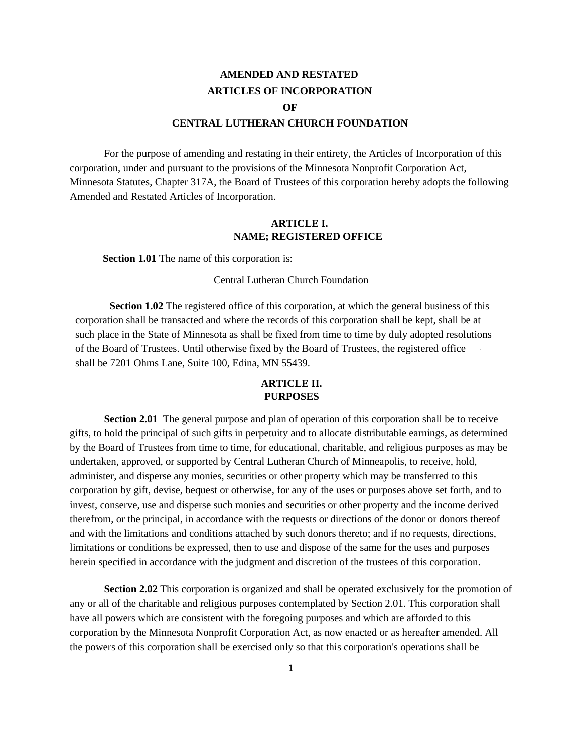# AMENDED AND RESTATED
# ARTICLES OF INCORPORATION
# OF
# CENTRAL LUTHERAN CHURCH FOUNDATION

For the purpose of amending and restating in their entirety, the Articles of Incorporation of this corporation, under and pursuant to the provisions of the Minnesota Nonprofit Corporation Act, Minnesota Statutes, Chapter 317A, the Board of Trustees of this corporation hereby adopts the following Amended and Restated Articles of Incorporation.

## ARTICLE I.
## NAME; REGISTERED OFFICE

**Section 1.01** The name of this corporation is:

Central Lutheran Church Foundation

**Section 1.02** The registered office of this corporation, at which the general business of this corporation shall be transacted and where the records of this corporation shall be kept, shall be at such place in the State of Minnesota as shall be fixed from time to time by duly adopted resolutions of the Board of Trustees. Until otherwise fixed by the Board of Trustees, the registered office shall be 7201 Ohms Lane, Suite 100, Edina, MN 55439.

## ARTICLE II.
## PURPOSES

**Section 2.01** The general purpose and plan of operation of this corporation shall be to receive gifts, to hold the principal of such gifts in perpetuity and to allocate distributable earnings, as determined by the Board of Trustees from time to time, for educational, charitable, and religious purposes as may be undertaken, approved, or supported by Central Lutheran Church of Minneapolis, to receive, hold, administer, and disperse any monies, securities or other property which may be transferred to this corporation by gift, devise, bequest or otherwise, for any of the uses or purposes above set forth, and to invest, conserve, use and disperse such monies and securities or other property and the income derived therefrom, or the principal, in accordance with the requests or directions of the donor or donors thereof and with the limitations and conditions attached by such donors thereto; and if no requests, directions, limitations or conditions be expressed, then to use and dispose of the same for the uses and purposes herein specified in accordance with the judgment and discretion of the trustees of this corporation.

**Section 2.02** This corporation is organized and shall be operated exclusively for the promotion of any or all of the charitable and religious purposes contemplated by Section 2.01. This corporation shall have all powers which are consistent with the foregoing purposes and which are afforded to this corporation by the Minnesota Nonprofit Corporation Act, as now enacted or as hereafter amended. All the powers of this corporation shall be exercised only so that this corporation's operations shall be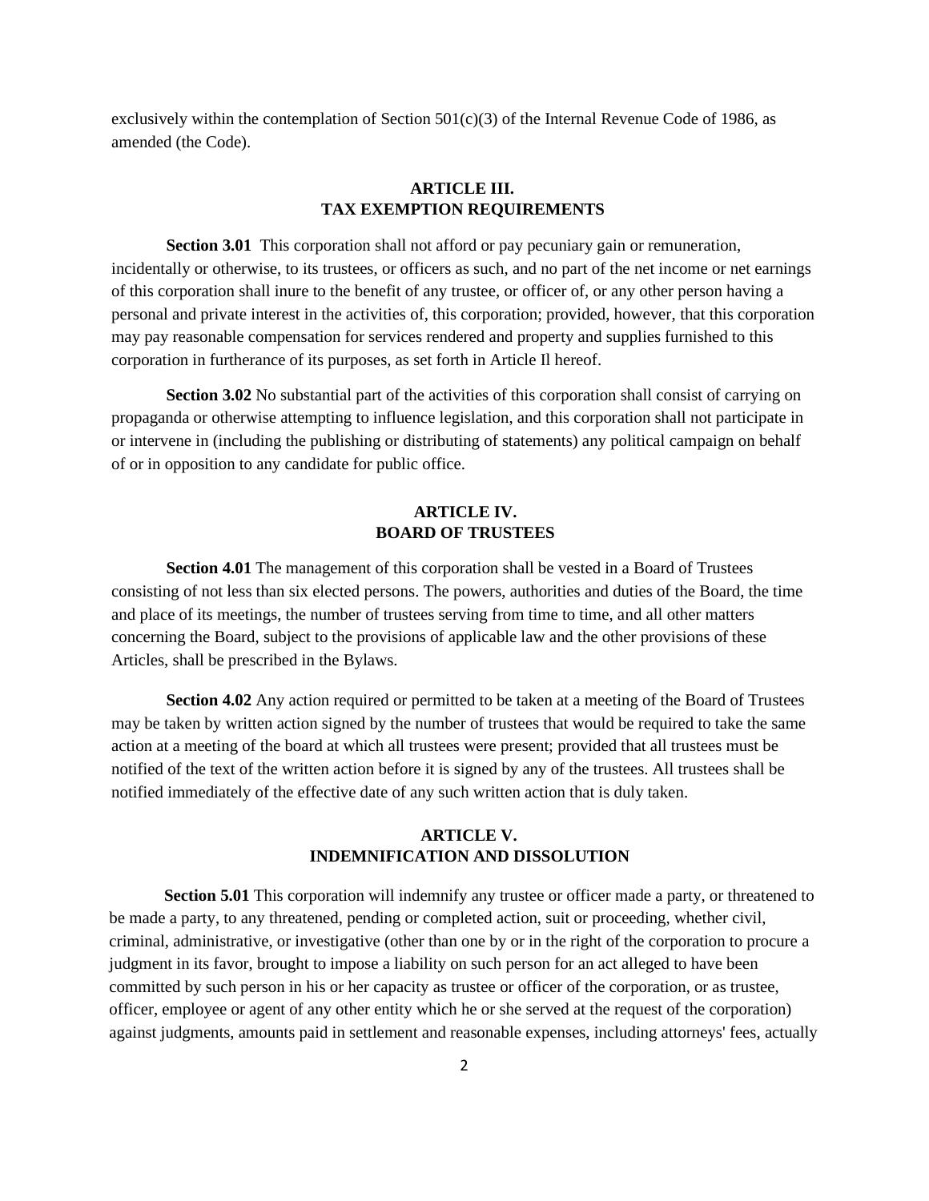exclusively within the contemplation of Section 501(c)(3) of the Internal Revenue Code of 1986, as amended (the Code).

## ARTICLE III.
## TAX EXEMPTION REQUIREMENTS

**Section 3.01** This corporation shall not afford or pay pecuniary gain or remuneration, incidentally or otherwise, to its trustees, or officers as such, and no part of the net income or net earnings of this corporation shall inure to the benefit of any trustee, or officer of, or any other person having a personal and private interest in the activities of, this corporation; provided, however, that this corporation may pay reasonable compensation for services rendered and property and supplies furnished to this corporation in furtherance of its purposes, as set forth in Article Il hereof.

**Section 3.02** No substantial part of the activities of this corporation shall consist of carrying on propaganda or otherwise attempting to influence legislation, and this corporation shall not participate in or intervene in (including the publishing or distributing of statements) any political campaign on behalf of or in opposition to any candidate for public office.

## ARTICLE IV.
## BOARD OF TRUSTEES

**Section 4.01** The management of this corporation shall be vested in a Board of Trustees consisting of not less than six elected persons. The powers, authorities and duties of the Board, the time and place of its meetings, the number of trustees serving from time to time, and all other matters concerning the Board, subject to the provisions of applicable law and the other provisions of these Articles, shall be prescribed in the Bylaws.

**Section 4.02** Any action required or permitted to be taken at a meeting of the Board of Trustees may be taken by written action signed by the number of trustees that would be required to take the same action at a meeting of the board at which all trustees were present; provided that all trustees must be notified of the text of the written action before it is signed by any of the trustees. All trustees shall be notified immediately of the effective date of any such written action that is duly taken.

## ARTICLE V.
## INDEMNIFICATION AND DISSOLUTION

**Section 5.01** This corporation will indemnify any trustee or officer made a party, or threatened to be made a party, to any threatened, pending or completed action, suit or proceeding, whether civil, criminal, administrative, or investigative (other than one by or in the right of the corporation to procure a judgment in its favor, brought to impose a liability on such person for an act alleged to have been committed by such person in his or her capacity as trustee or officer of the corporation, or as trustee, officer, employee or agent of any other entity which he or she served at the request of the corporation) against judgments, amounts paid in settlement and reasonable expenses, including attorneys' fees, actually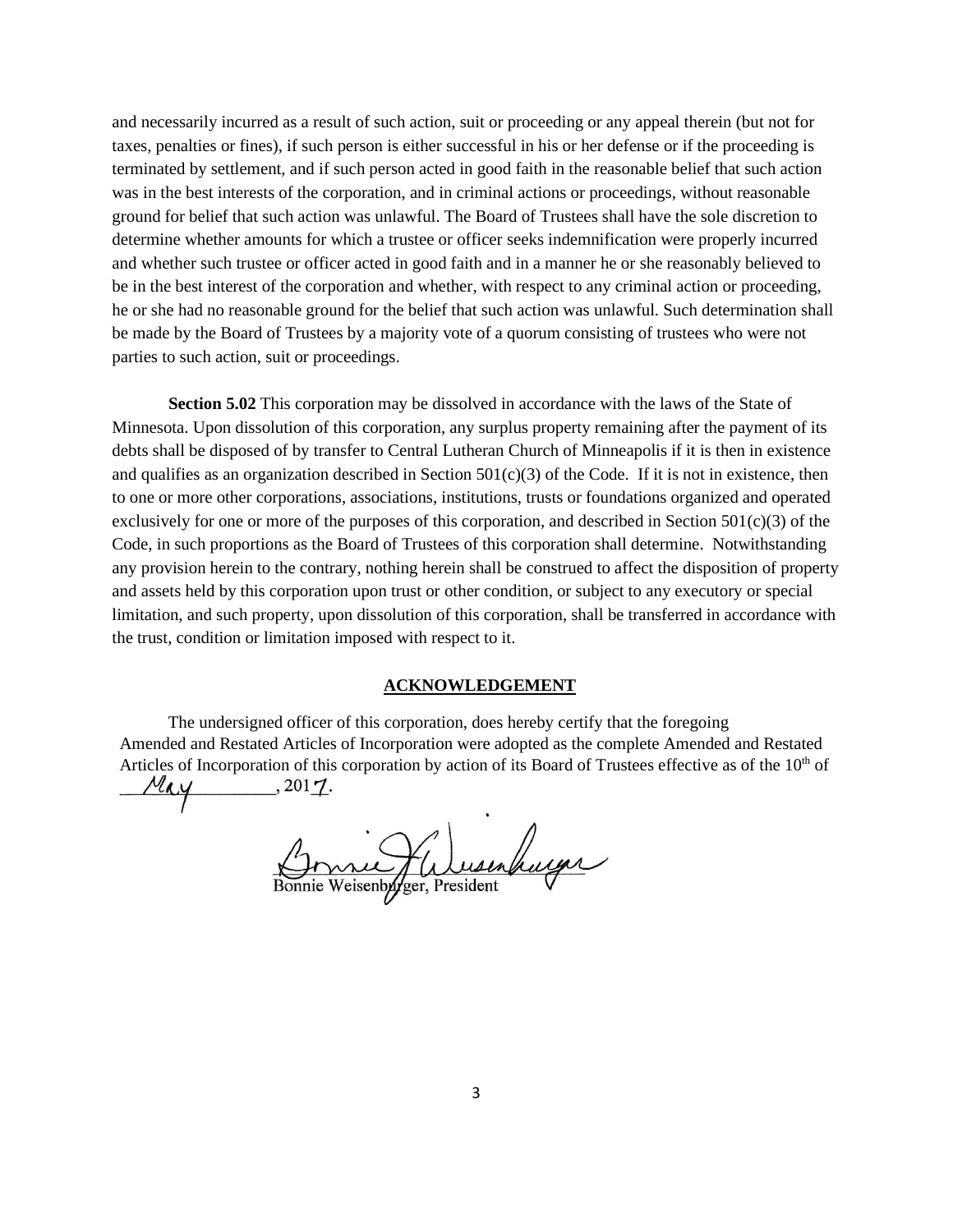and necessarily incurred as a result of such action, suit or proceeding or any appeal therein (but not for taxes, penalties or fines), if such person is either successful in his or her defense or if the proceeding is terminated by settlement, and if such person acted in good faith in the reasonable belief that such action was in the best interests of the corporation, and in criminal actions or proceedings, without reasonable ground for belief that such action was unlawful. The Board of Trustees shall have the sole discretion to determine whether amounts for which a trustee or officer seeks indemnification were properly incurred and whether such trustee or officer acted in good faith and in a manner he or she reasonably believed to be in the best interest of the corporation and whether, with respect to any criminal action or proceeding, he or she had no reasonable ground for the belief that such action was unlawful. Such determination shall be made by the Board of Trustees by a majority vote of a quorum consisting of trustees who were not parties to such action, suit or proceedings.

**Section 5.02** This corporation may be dissolved in accordance with the laws of the State of Minnesota. Upon dissolution of this corporation, any surplus property remaining after the payment of its debts shall be disposed of by transfer to Central Lutheran Church of Minneapolis if it is then in existence and qualifies as an organization described in Section 501(c)(3) of the Code. If it is not in existence, then to one or more other corporations, associations, institutions, trusts or foundations organized and operated exclusively for one or more of the purposes of this corporation, and described in Section 501(c)(3) of the Code, in such proportions as the Board of Trustees of this corporation shall determine. Notwithstanding any provision herein to the contrary, nothing herein shall be construed to affect the disposition of property and assets held by this corporation upon trust or other condition, or subject to any executory or special limitation, and such property, upon dissolution of this corporation, shall be transferred in accordance with the trust, condition or limitation imposed with respect to it.

## ACKNOWLEDGEMENT

The undersigned officer of this corporation, does hereby certify that the foregoing Amended and Restated Articles of Incorporation were adopted as the complete Amended and Restated Articles of Incorporation of this corporation by action of its Board of Trustees effective as of the 10th of May, 2017.

Bonnie Weisenburger, President